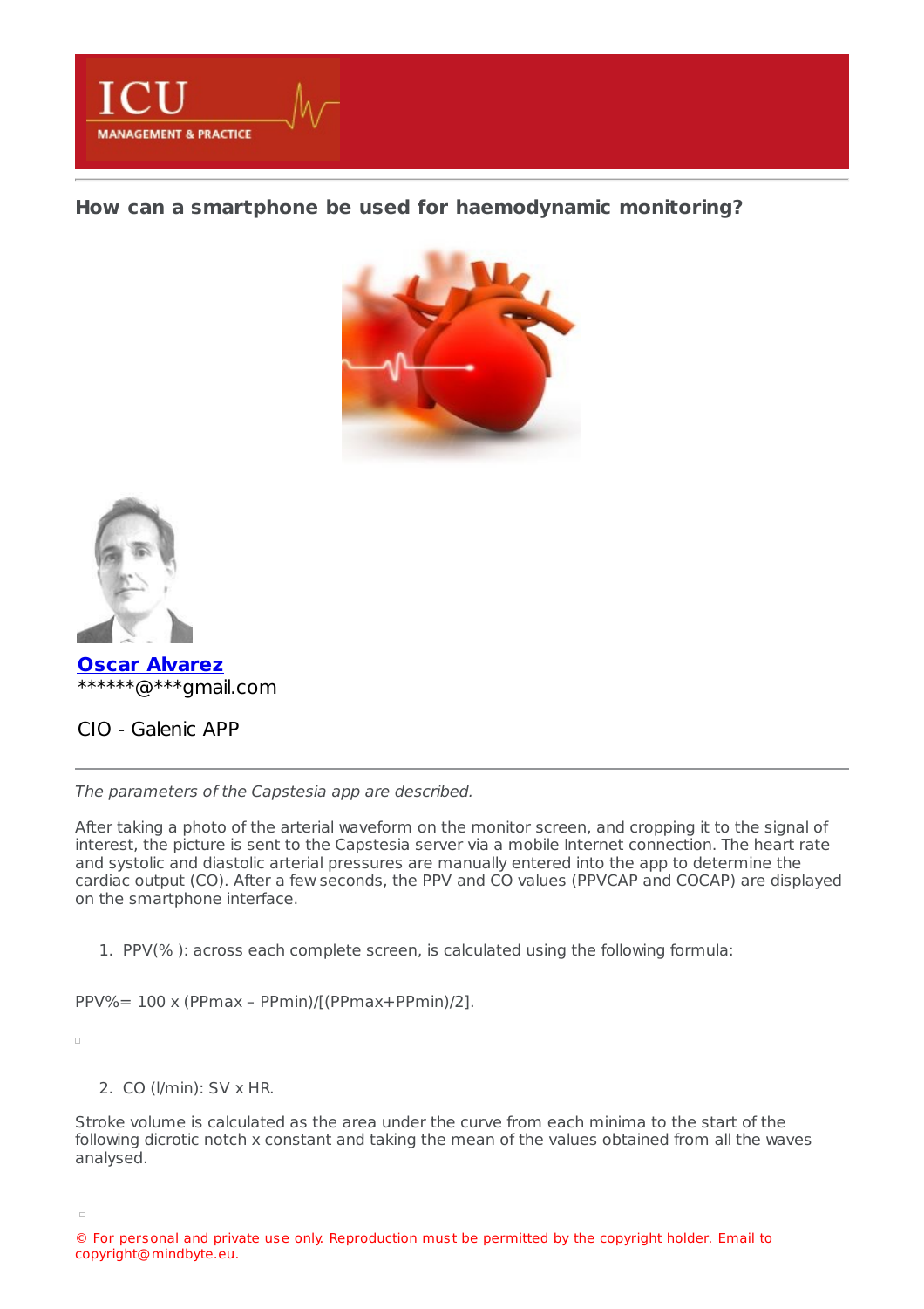# How can a smartphone be used for haemodynamic monitoring?

**Oscar Alvarez**
******@***gmail.com

CIO - Galenic APP

---

*The parameters of the Capstesia app are described.*

After taking a photo of the arterial waveform on the monitor screen, and cropping it to the signal of interest, the picture is sent to the Capstesia server via a mobile Internet connection. The heart rate and systolic and diastolic arterial pressures are manually entered into the app to determine the cardiac output (CO). After a few seconds, the PPV and CO values (PPVCAP and COCAP) are displayed on the smartphone interface.

1. PPV(% ): across each complete screen, is calculated using the following formula:

PPV%= 100 x (PPmax – PPmin)/[(PPmax+PPmin)/2].

2. CO (l/min): SV x HR.

Stroke volume is calculated as the area under the curve from each minima to the start of the following dicrotic notch x constant and taking the mean of the values obtained from all the waves analysed.

© For personal and private use only. Reproduction must be permitted by the copyright holder. Email to copyright@mindbyte.eu.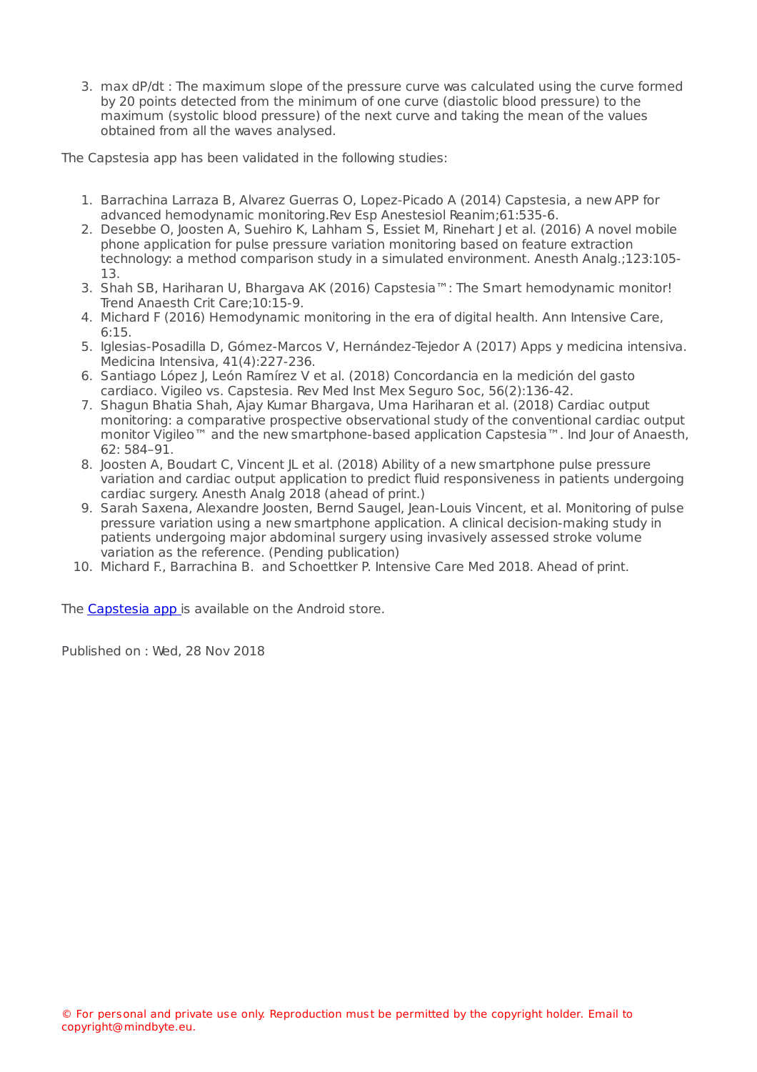3. max dP/dt : The maximum slope of the pressure curve was calculated using the curve formed by 20 points detected from the minimum of one curve (diastolic blood pressure) to the maximum (systolic blood pressure) of the next curve and taking the mean of the values obtained from all the waves analysed.

The Capstesia app has been validated in the following studies:

1. Barrachina Larraza B, Alvarez Guerras O, Lopez-Picado A (2014) Capstesia, a new APP for advanced hemodynamic monitoring.Rev Esp Anestesiol Reanim;61:535-6.
2. Desebbe O, Joosten A, Suehiro K, Lahham S, Essiet M, Rinehart J et al. (2016) A novel mobile phone application for pulse pressure variation monitoring based on feature extraction technology: a method comparison study in a simulated environment. Anesth Analg.;123:105-13.
3. Shah SB, Hariharan U, Bhargava AK (2016) Capstesia™: The Smart hemodynamic monitor! Trend Anaesth Crit Care;10:15-9.
4. Michard F (2016) Hemodynamic monitoring in the era of digital health. Ann Intensive Care, 6:15.
5. Iglesias-Posadilla D, Gómez-Marcos V, Hernández-Tejedor A (2017) Apps y medicina intensiva. Medicina Intensiva, 41(4):227-236.
6. Santiago López J, León Ramírez V et al. (2018) Concordancia en la medición del gasto cardiaco. Vigileo vs. Capstesia. Rev Med Inst Mex Seguro Soc, 56(2):136-42.
7. Shagun Bhatia Shah, Ajay Kumar Bhargava, Uma Hariharan et al. (2018) Cardiac output monitoring: a comparative prospective observational study of the conventional cardiac output monitor Vigileo™ and the new smartphone-based application Capstesia™. Ind Jour of Anaesth, 62: 584–91.
8. Joosten A, Boudart C, Vincent JL et al. (2018) Ability of a new smartphone pulse pressure variation and cardiac output application to predict fluid responsiveness in patients undergoing cardiac surgery. Anesth Analg 2018 (ahead of print.)
9. Sarah Saxena, Alexandre Joosten, Bernd Saugel, Jean-Louis Vincent, et al. Monitoring of pulse pressure variation using a new smartphone application. A clinical decision-making study in patients undergoing major abdominal surgery using invasively assessed stroke volume variation as the reference. (Pending publication)
10. Michard F., Barrachina B. and Schoettker P. Intensive Care Med 2018. Ahead of print.

The Capstesia app is available on the Android store.

Published on : Wed, 28 Nov 2018

© For personal and private use only. Reproduction must be permitted by the copyright holder. Email to copyright@mindbyte.eu.